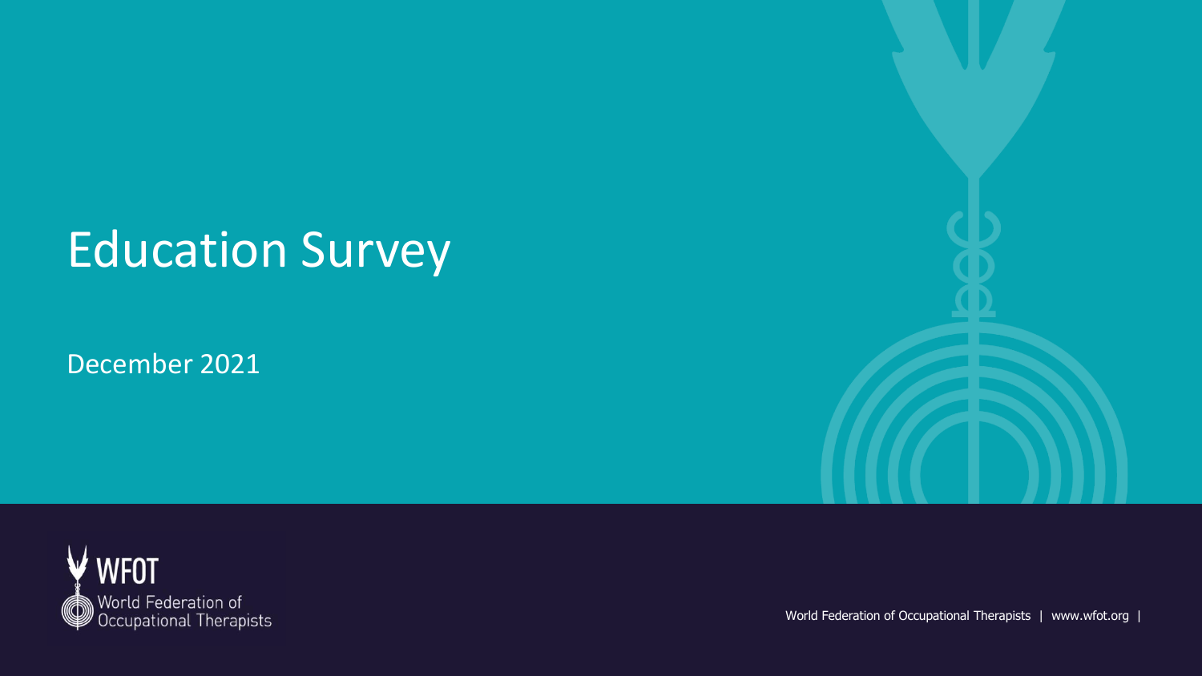# Education Survey

December 2021

WFOT

World Federation of Occupational Therapists

World Federation of Occupational Therapists | www.wfot.org |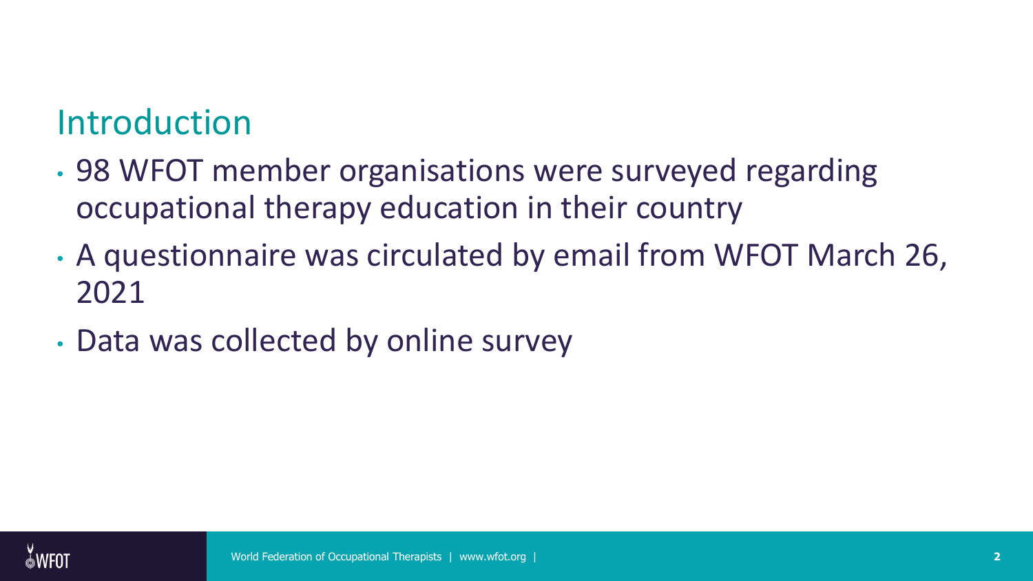## Introduction

- 98 WFOT member organisations were surveyed regarding occupational therapy education in their country
- A questionnaire was circulated by email from WFOT March 26, 2021
- Data was collected by online survey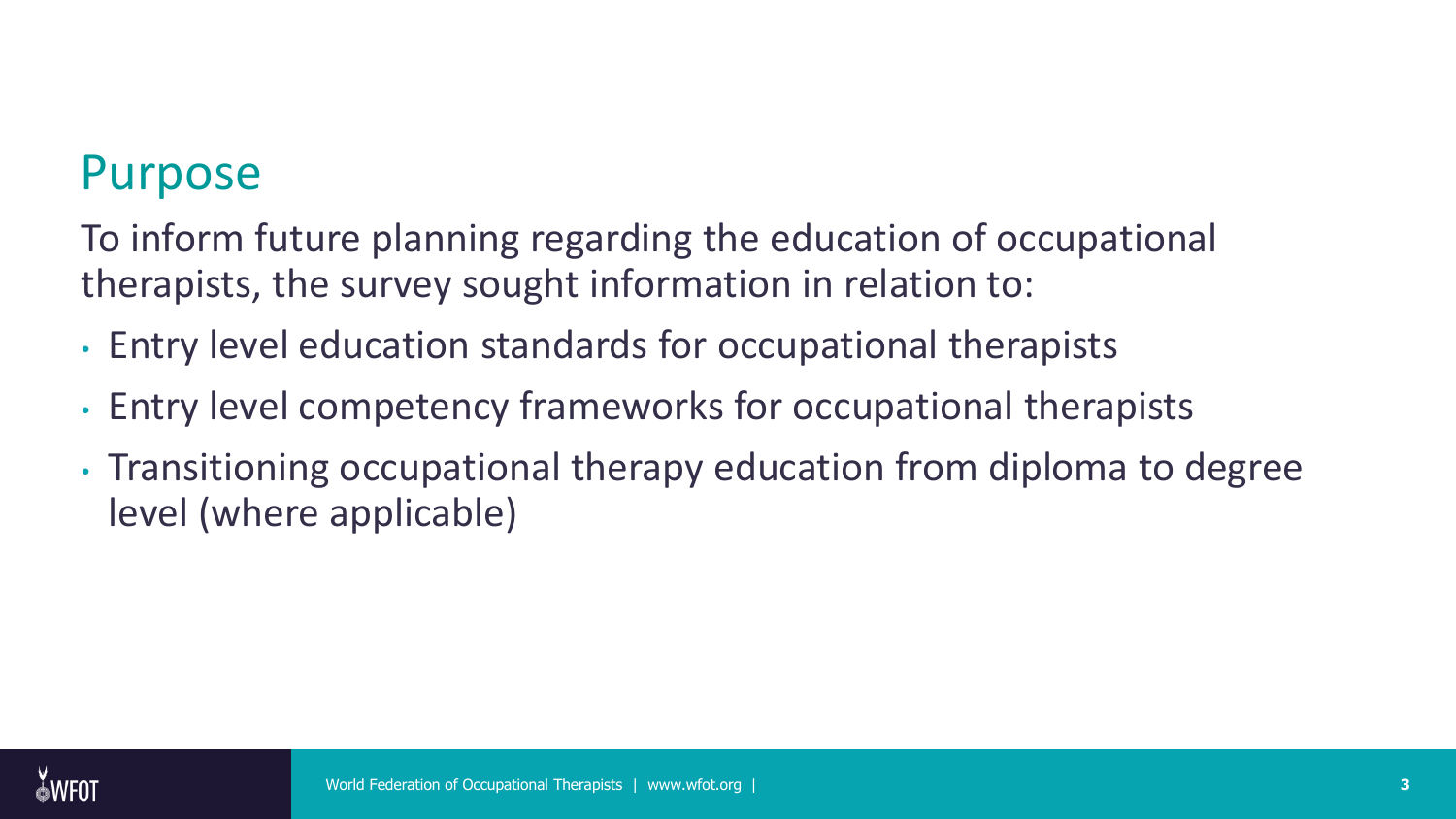## Purpose

To inform future planning regarding the education of occupational therapists, the survey sought information in relation to:

- Entry level education standards for occupational therapists
- Entry level competency frameworks for occupational therapists
- Transitioning occupational therapy education from diploma to degree level (where applicable)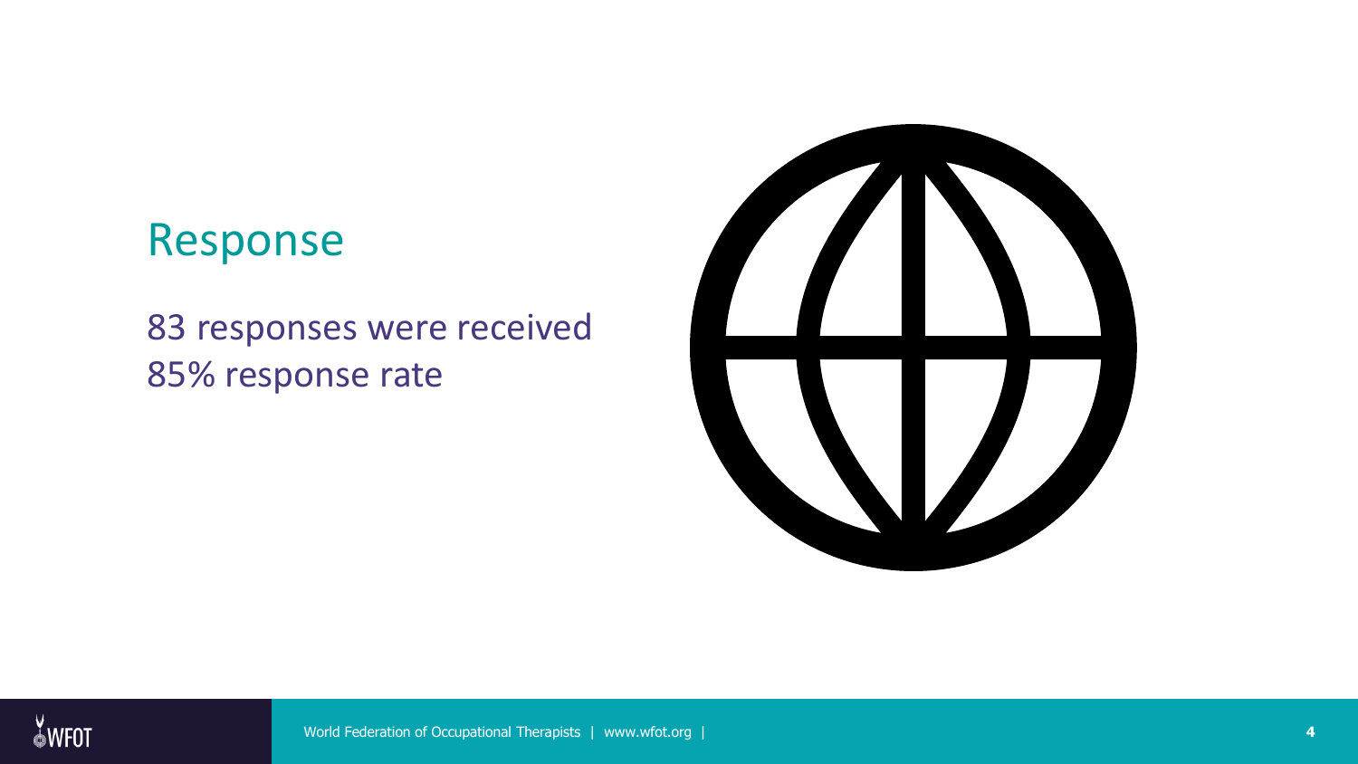## Response

83 responses were received
85% response rate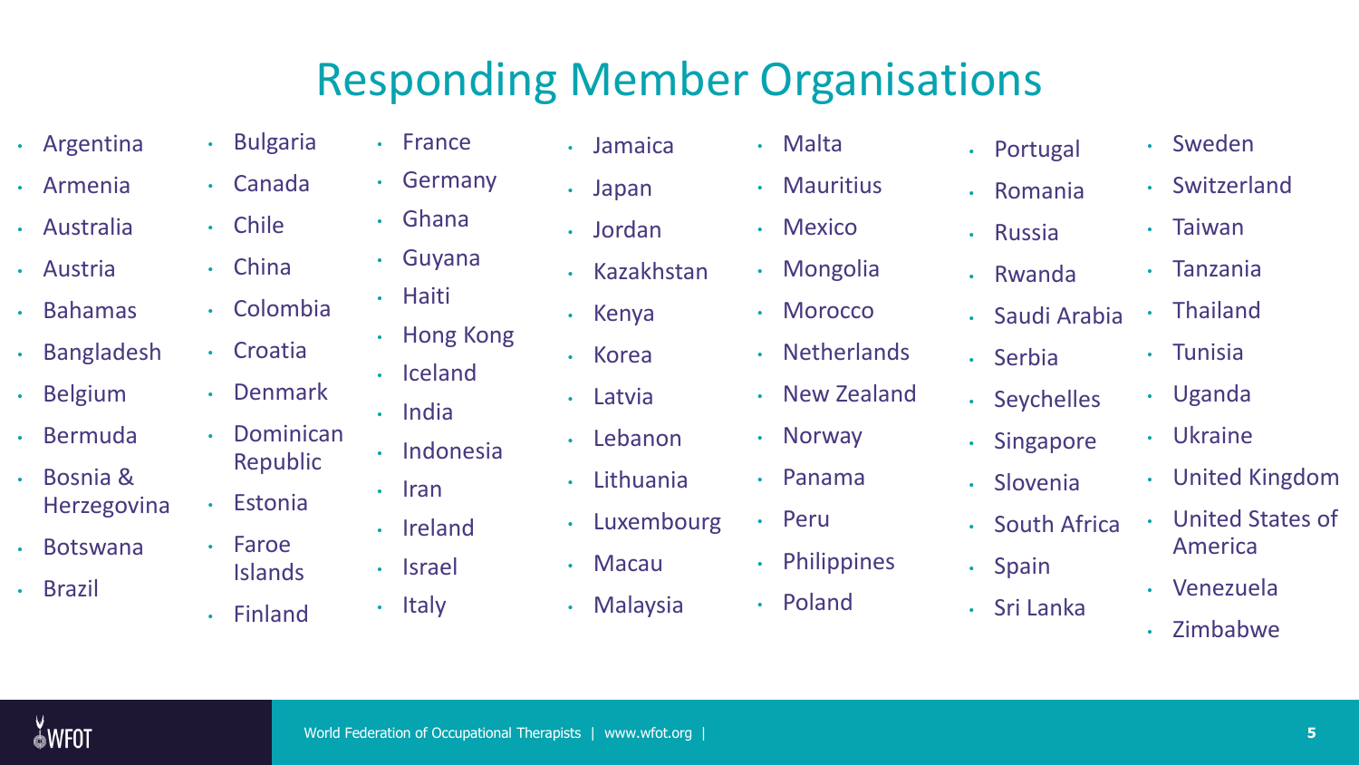# Responding Member Organisations

- Argentina
- Armenia
- Australia
- Austria
- Bahamas
- Bangladesh
- Belgium
- Bermuda
- Bosnia & Herzegovina
- Botswana
- Brazil
- Bulgaria
- Canada
- Chile
- China
- Colombia
- Croatia
- Denmark
- Dominican Republic
- Estonia
- Faroe Islands
- Finland
- France
- Germany
- Ghana
- Guyana
- Haiti
- Hong Kong
- Iceland
- India
- Indonesia
- Iran
- Ireland
- Israel
- Italy
- Jamaica
- Japan
- Jordan
- Kazakhstan
- Kenya
- Korea
- Latvia
- Lebanon
- Lithuania
- Luxembourg
- Macau
- Malaysia
- Malta
- Mauritius
- Mexico
- Mongolia
- Morocco
- Netherlands
- New Zealand
- Norway
- Panama
- Peru
- Philippines
- Poland
- Portugal
- Romania
- Russia
- Rwanda
- Saudi Arabia
- Serbia
- Seychelles
- Singapore
- Slovenia
- South Africa
- Spain
- Sri Lanka
- Sweden
- Switzerland
- Taiwan
- Tanzania
- Thailand
- Tunisia
- Uganda
- Ukraine
- United Kingdom
- United States of America
- Venezuela
- Zimbabwe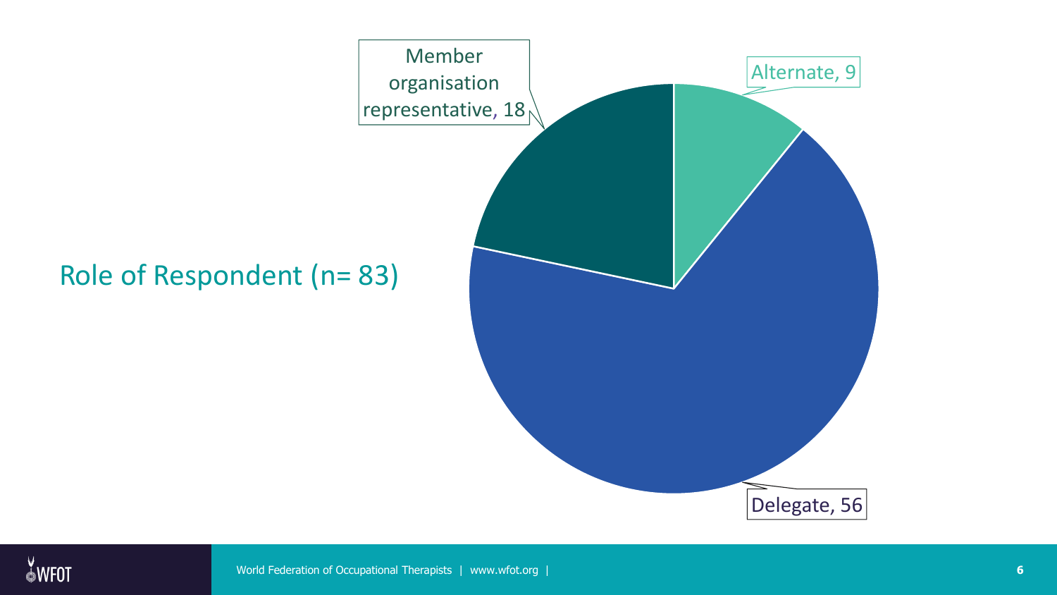## Role of Respondent (n= 83)

Member organisation representative, 18

Alternate, 9

Delegate, 56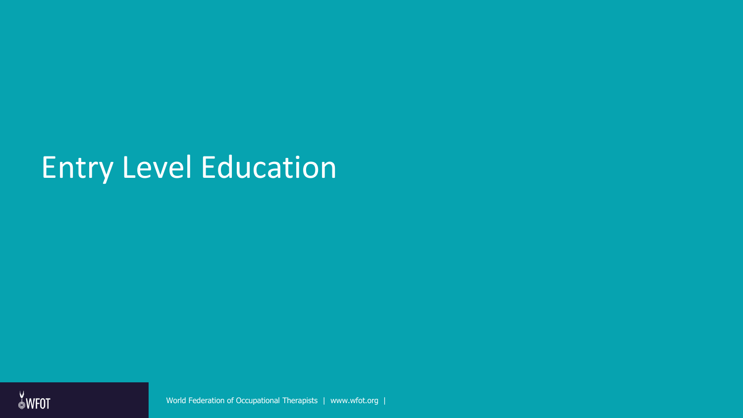# Entry Level Education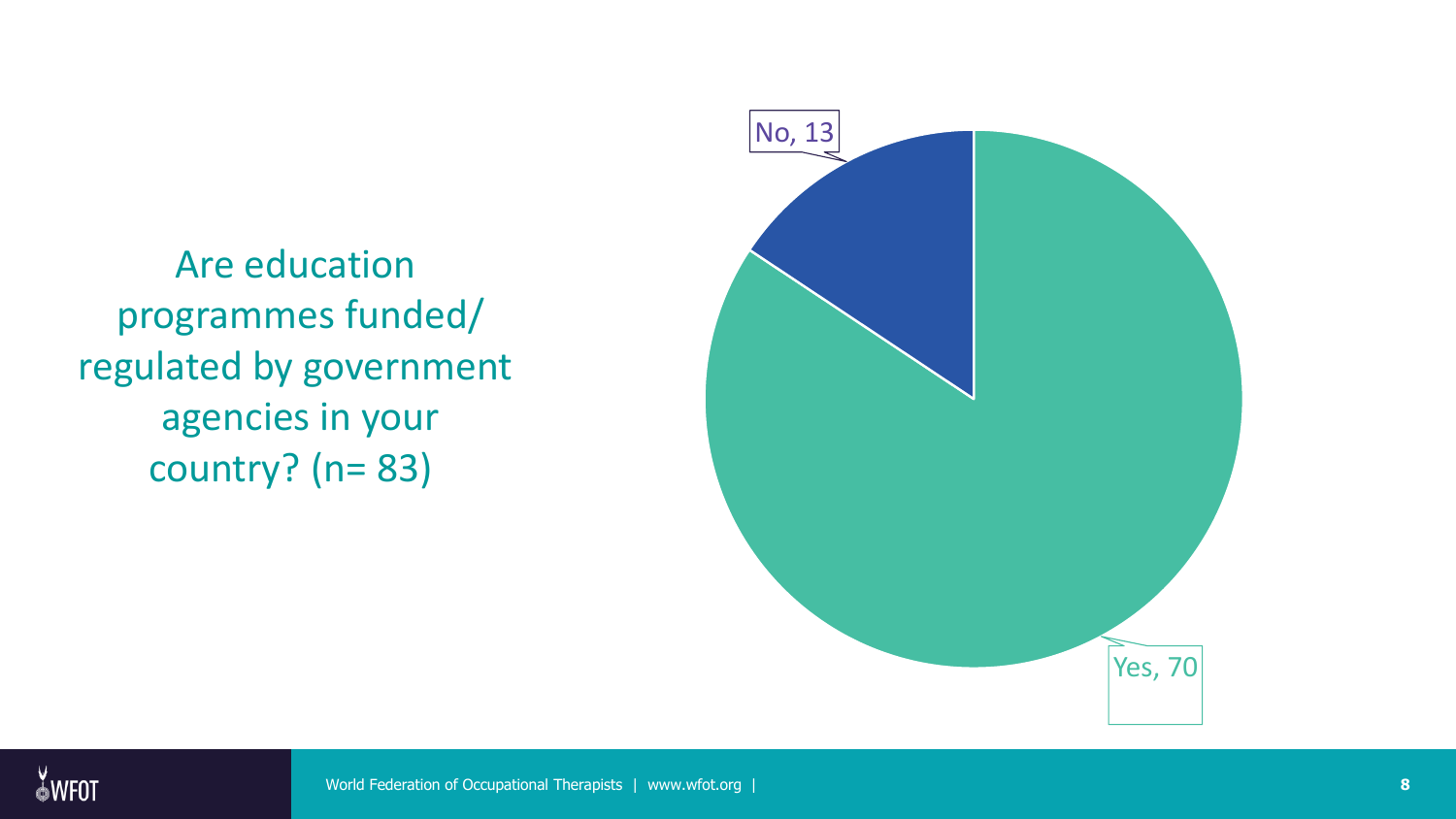Are education programmes funded/ regulated by government agencies in your country? (n= 83)

| Response | Count |
| --- | --- |
| Yes | 70 |
| No | 13 |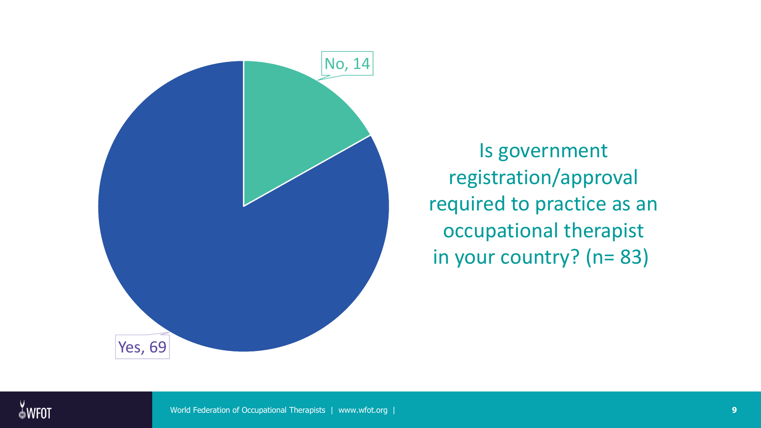Is government registration/approval required to practice as an occupational therapist in your country? (n= 83)

No, 14

Yes, 69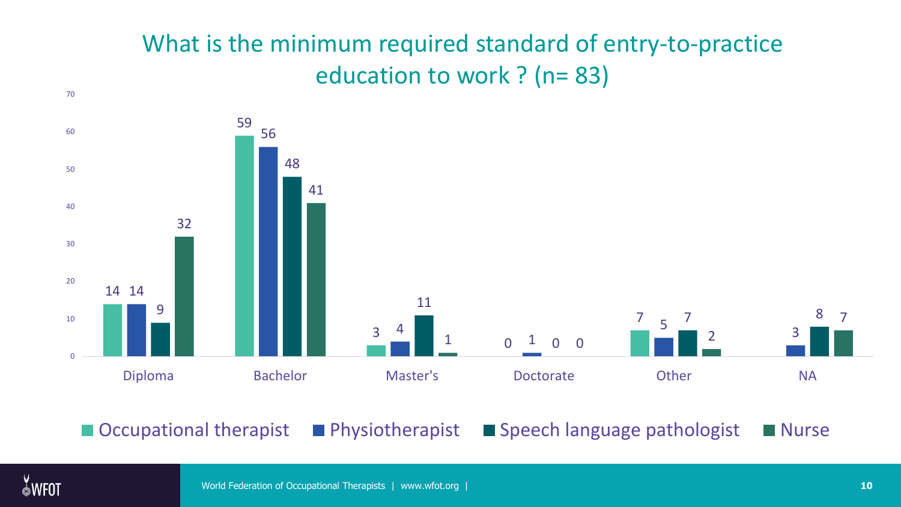# What is the minimum required standard of entry-to-practice education to work ? (n= 83)

| | Occupational therapist | Physiotherapist | Speech language pathologist | Nurse |
|---|---|---|---|---|
| Diploma | 14 | 14 | 9 | 32 |
| Bachelor | 59 | 56 | 48 | 41 |
| Master's | 3 | 4 | 11 | 1 |
| Doctorate | 0 | 1 | 0 | 0 |
| Other | 7 | 5 | 7 | 2 |
| NA | | 3 | 8 | 7 |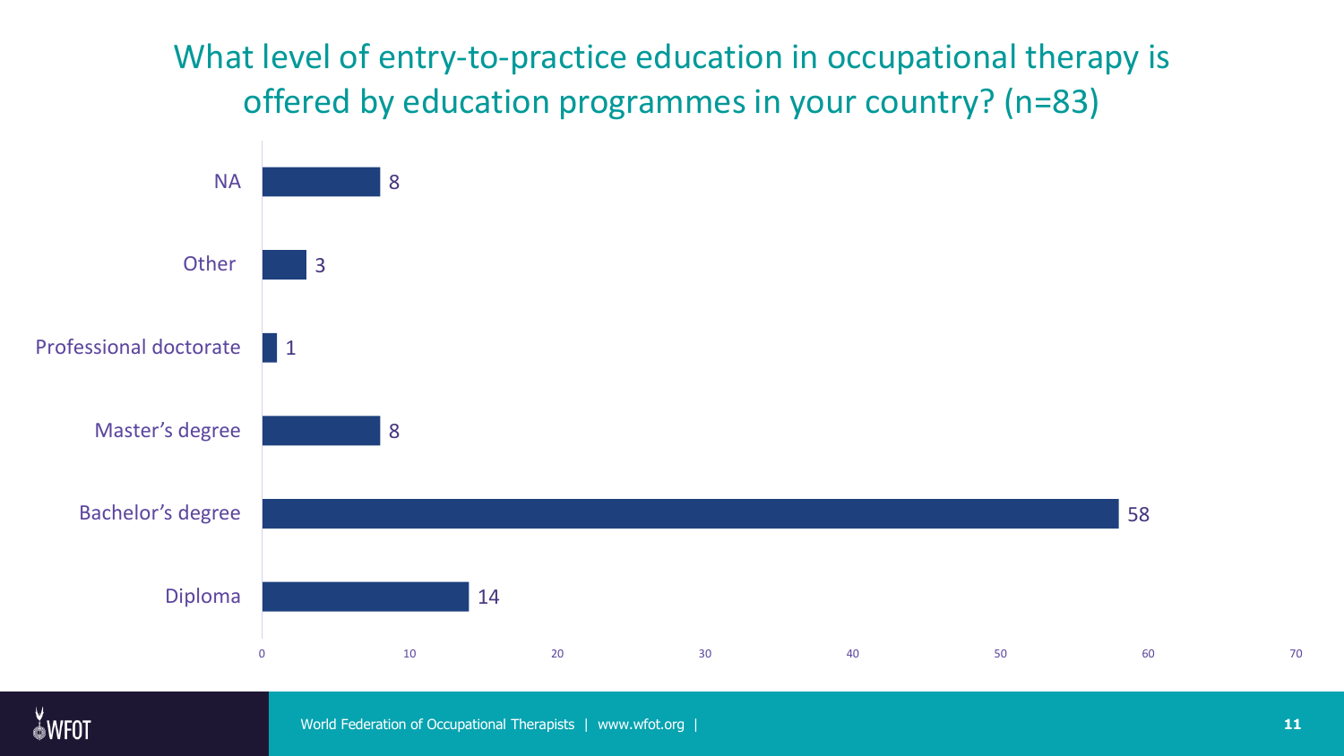# What level of entry-to-practice education in occupational therapy is offered by education programmes in your country? (n=83)

| Level | Count |
|---|---|
| NA | 8 |
| Other | 3 |
| Professional doctorate | 1 |
| Master's degree | 8 |
| Bachelor's degree | 58 |
| Diploma | 14 |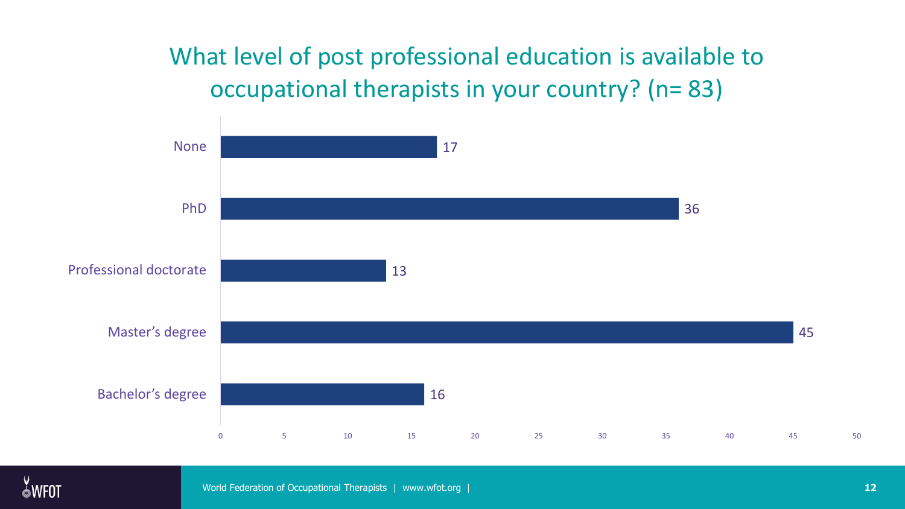# What level of post professional education is available to occupational therapists in your country? (n= 83)

| Level | Count |
|---|---|
| None | 17 |
| PhD | 36 |
| Professional doctorate | 13 |
| Master's degree | 45 |
| Bachelor's degree | 16 |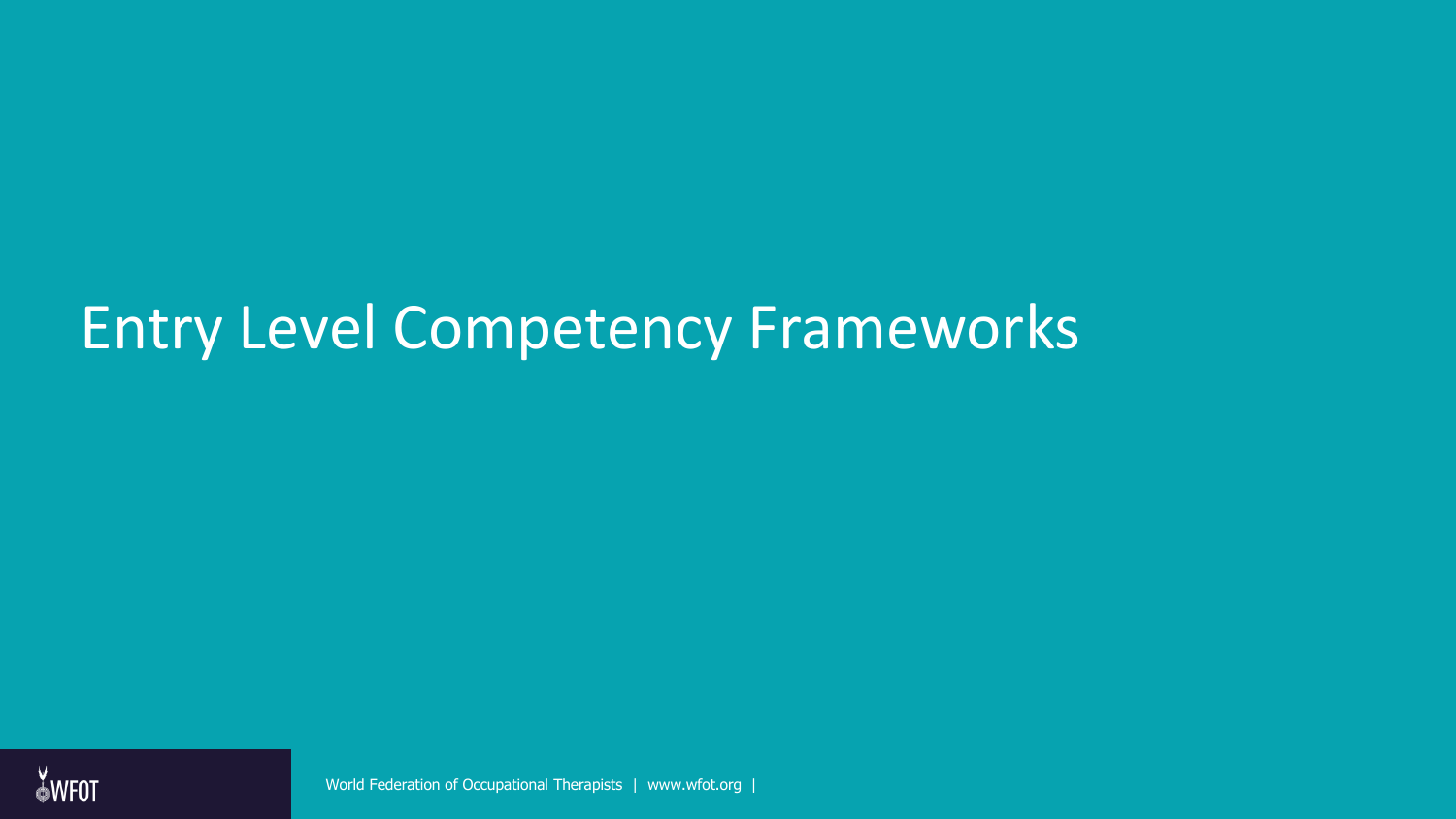# Entry Level Competency Frameworks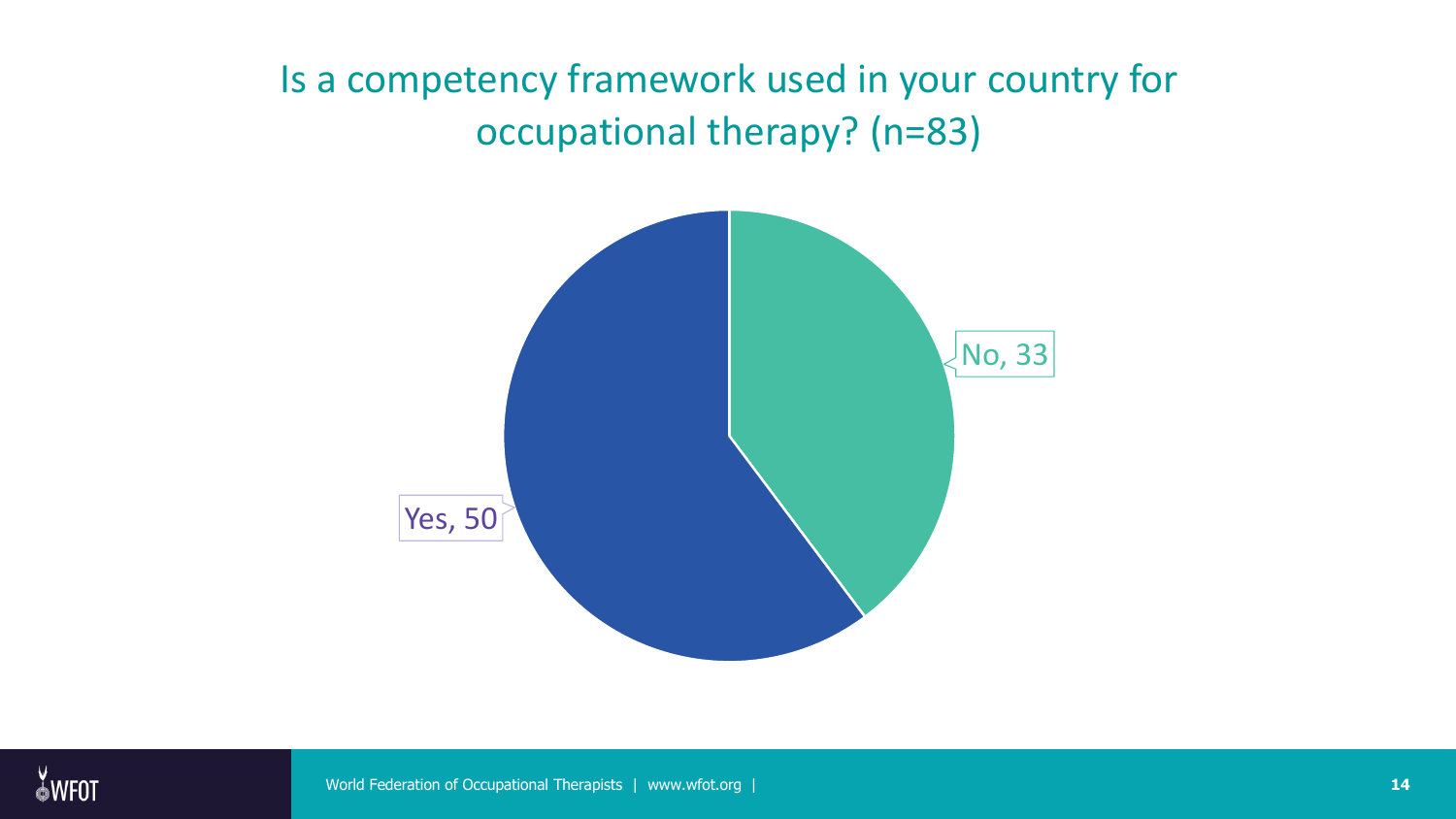# Is a competency framework used in your country for occupational therapy? (n=83)

No, 33

Yes, 50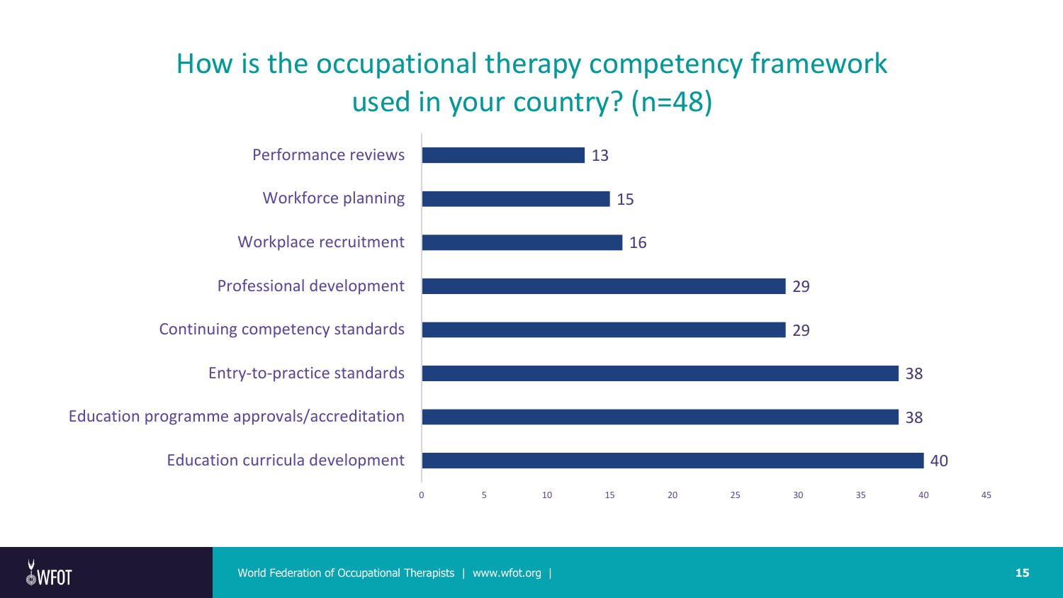# How is the occupational therapy competency framework used in your country? (n=48)

| Use | Count |
| --- | --- |
| Performance reviews | 13 |
| Workforce planning | 15 |
| Workplace recruitment | 16 |
| Professional development | 29 |
| Continuing competency standards | 29 |
| Entry-to-practice standards | 38 |
| Education programme approvals/accreditation | 38 |
| Education curricula development | 40 |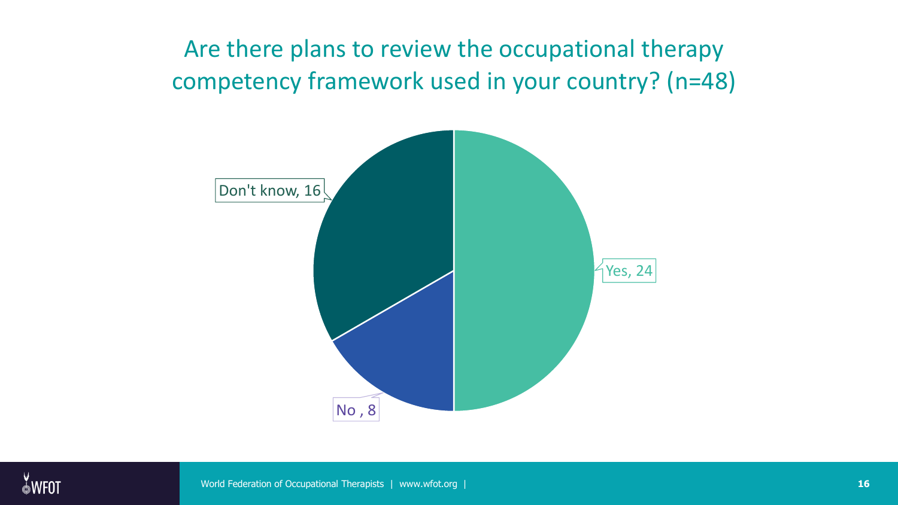# Are there plans to review the occupational therapy competency framework used in your country? (n=48)

Don't know, 16

Yes, 24

No , 8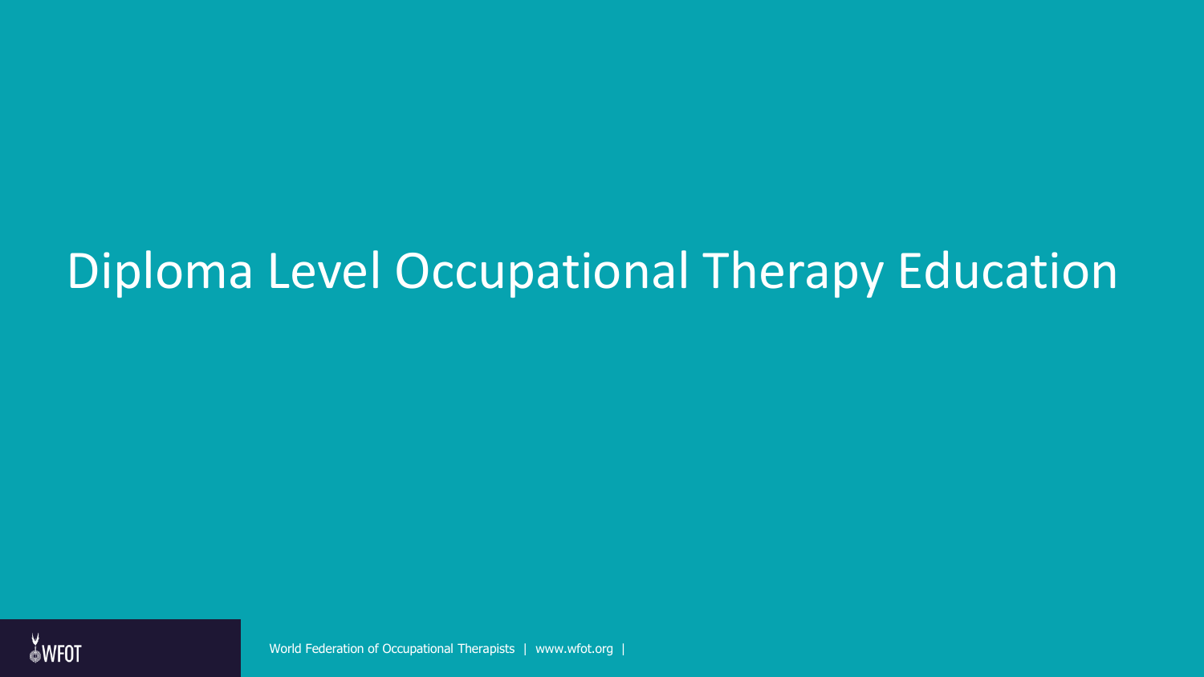# Diploma Level Occupational Therapy Education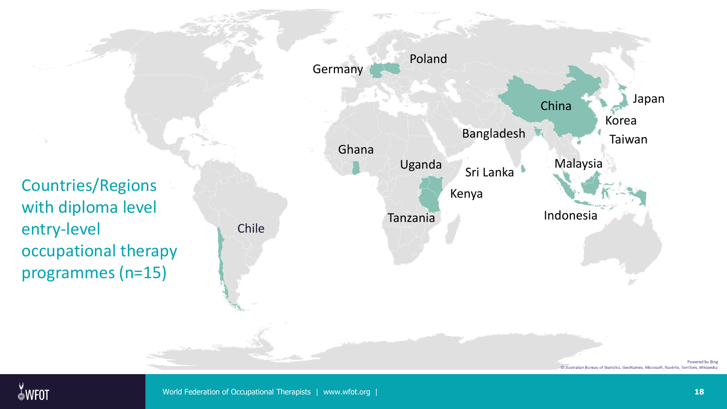# Countries/Regions with diploma level entry-level occupational therapy programmes (n=15)

Germany, Poland, China, Japan, Korea, Taiwan, Bangladesh, Ghana, Uganda, Sri Lanka, Malaysia, Kenya, Tanzania, Indonesia, Chile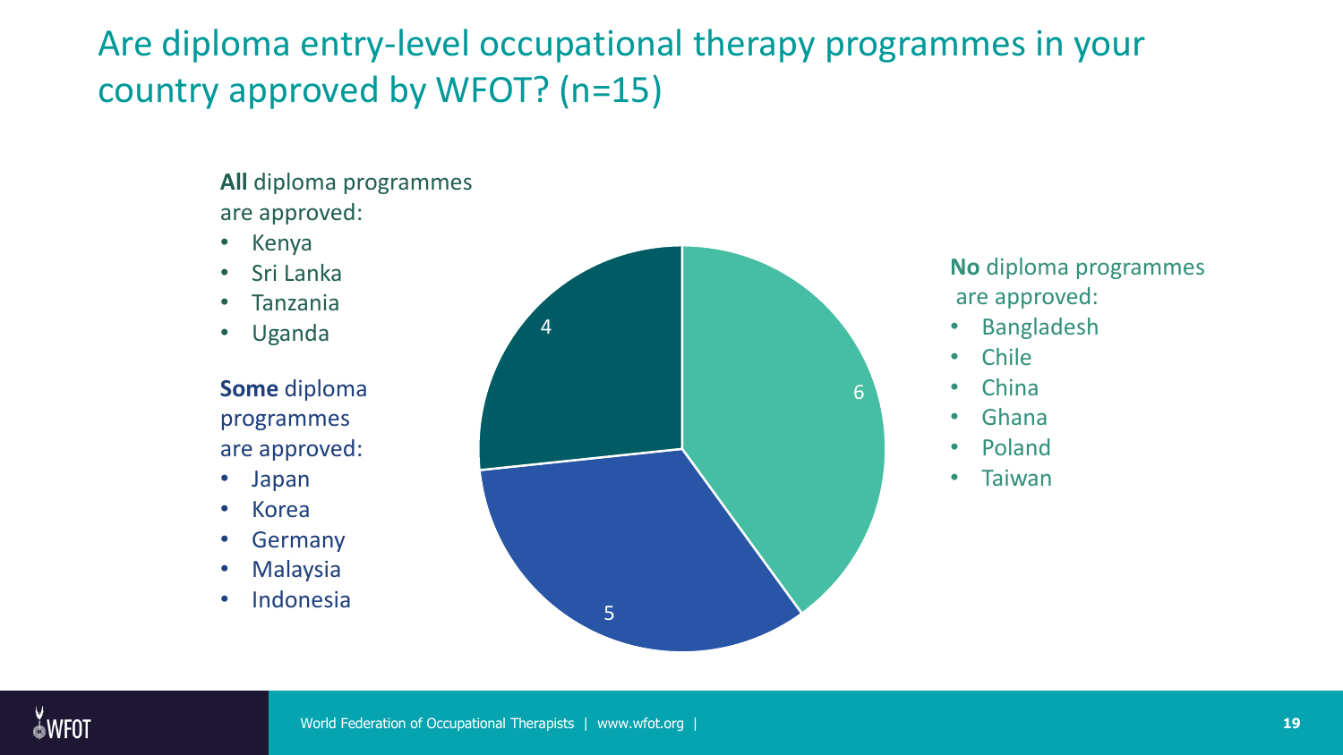# Are diploma entry-level occupational therapy programmes in your country approved by WFOT? (n=15)

**All** diploma programmes are approved:

- Kenya
- Sri Lanka
- Tanzania
- Uganda

**Some** diploma programmes are approved:

- Japan
- Korea
- Germany
- Malaysia
- Indonesia

**No** diploma programmes are approved:

- Bangladesh
- Chile
- China
- Ghana
- Poland
- Taiwan

| Category | Count |
| --- | --- |
| All diploma programmes are approved | 4 |
| Some diploma programmes are approved | 5 |
| No diploma programmes are approved | 6 |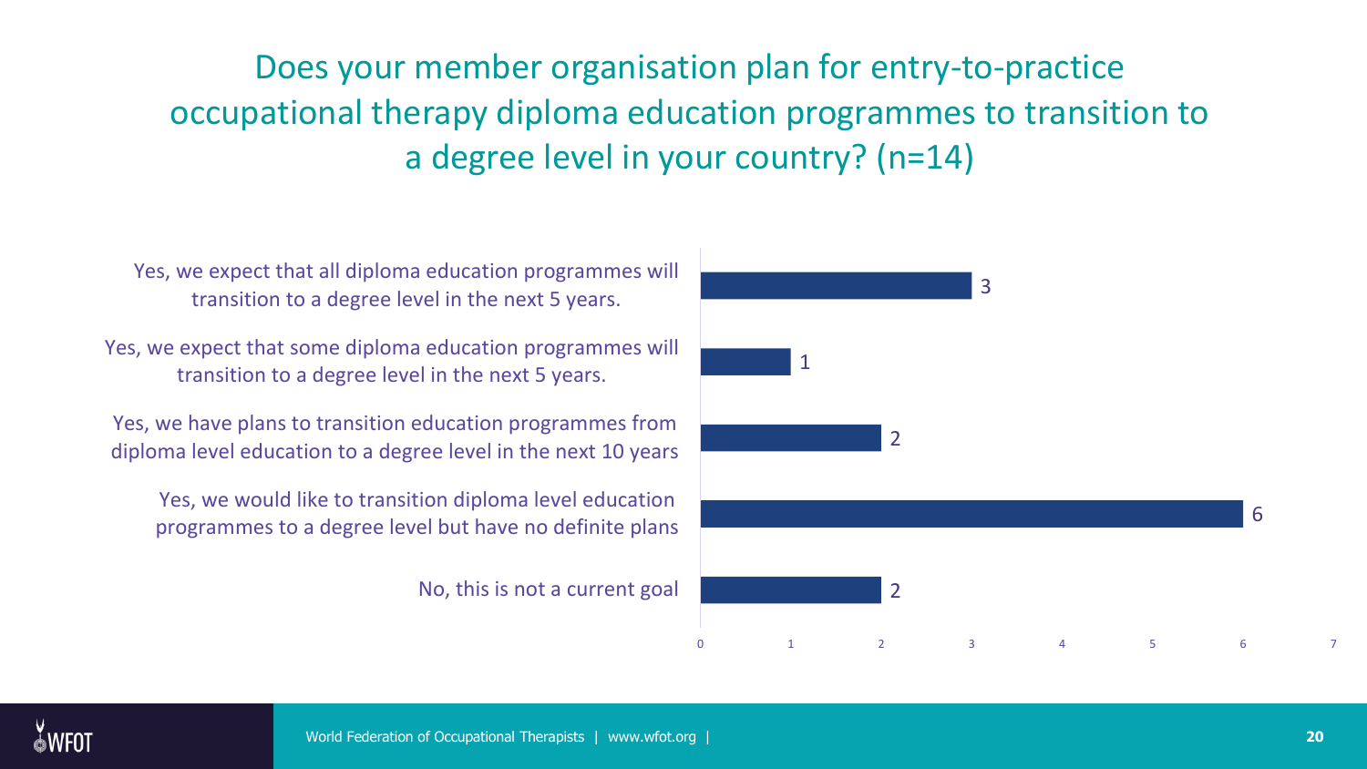# Does your member organisation plan for entry-to-practice occupational therapy diploma education programmes to transition to a degree level in your country? (n=14)

| Response | Count |
|---|---|
| Yes, we expect that all diploma education programmes will transition to a degree level in the next 5 years. | 3 |
| Yes, we expect that some diploma education programmes will transition to a degree level in the next 5 years. | 1 |
| Yes, we have plans to transition education programmes from diploma level education to a degree level in the next 10 years | 2 |
| Yes, we would like to transition diploma level education programmes to a degree level but have no definite plans | 6 |
| No, this is not a current goal | 2 |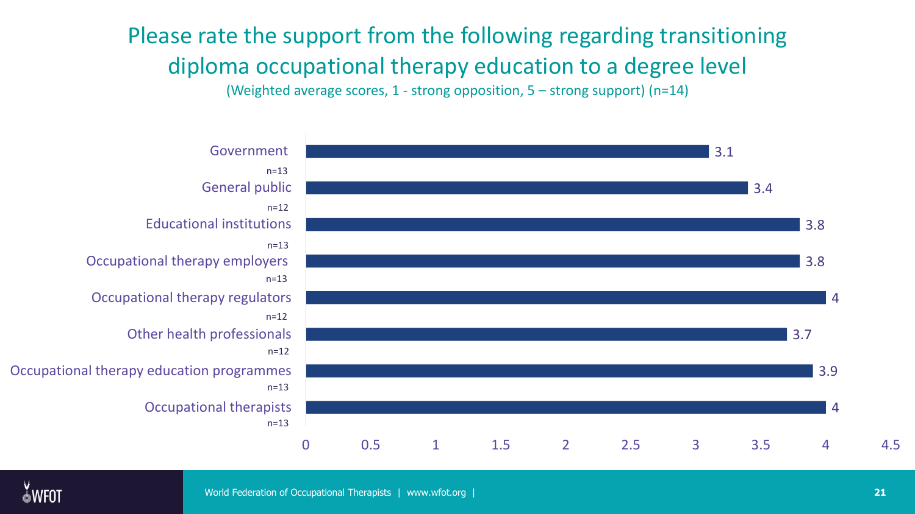# Please rate the support from the following regarding transitioning diploma occupational therapy education to a degree level

(Weighted average scores, 1 - strong opposition, 5 – strong support) (n=14)

| Group | n | Weighted average score |
|---|---|---|
| Government | n=13 | 3.1 |
| General public | n=12 | 3.4 |
| Educational institutions | n=13 | 3.8 |
| Occupational therapy employers | n=13 | 3.8 |
| Occupational therapy regulators | n=12 | 4 |
| Other health professionals | n=12 | 3.7 |
| Occupational therapy education programmes | n=13 | 3.9 |
| Occupational therapists | n=13 | 4 |

World Federation of Occupational Therapists | www.wfot.org |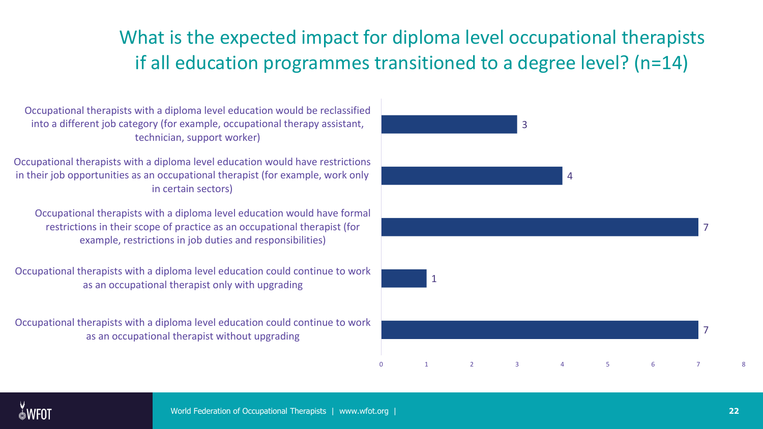# What is the expected impact for diploma level occupational therapists if all education programmes transitioned to a degree level? (n=14)

| Response | Count |
| --- | --- |
| Occupational therapists with a diploma level education would be reclassified into a different job category (for example, occupational therapy assistant, technician, support worker) | 3 |
| Occupational therapists with a diploma level education would have restrictions in their job opportunities as an occupational therapist (for example, work only in certain sectors) | 4 |
| Occupational therapists with a diploma level education would have formal restrictions in their scope of practice as an occupational therapist (for example, restrictions in job duties and responsibilities) | 7 |
| Occupational therapists with a diploma level education could continue to work as an occupational therapist only with upgrading | 1 |
| Occupational therapists with a diploma level education could continue to work as an occupational therapist without upgrading | 7 |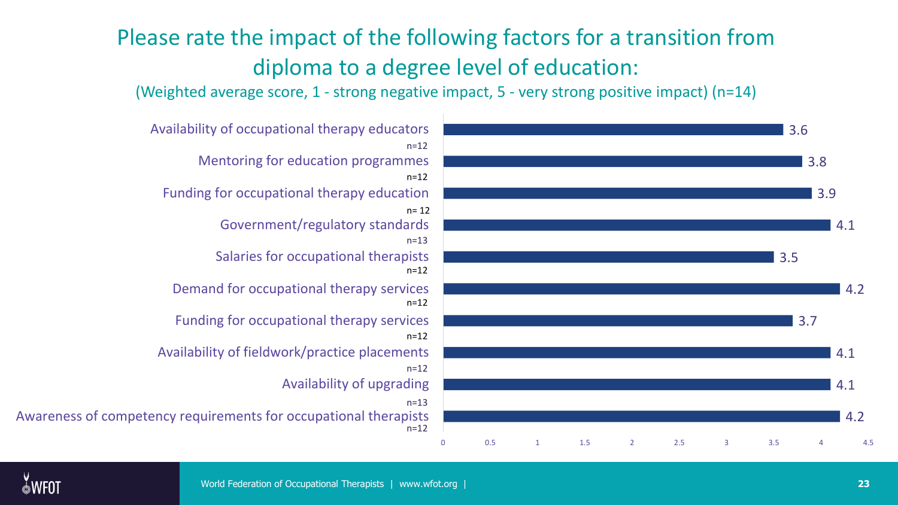# Please rate the impact of the following factors for a transition from diploma to a degree level of education:

(Weighted average score, 1 - strong negative impact, 5 - very strong positive impact) (n=14)

| Factor | n | Weighted average score |
| --- | --- | --- |
| Availability of occupational therapy educators | n=12 | 3.6 |
| Mentoring for education programmes | n=12 | 3.8 |
| Funding for occupational therapy education | n= 12 | 3.9 |
| Government/regulatory standards | n=13 | 4.1 |
| Salaries for occupational therapists | n=12 | 3.5 |
| Demand for occupational therapy services | n=12 | 4.2 |
| Funding for occupational therapy services | n=12 | 3.7 |
| Availability of fieldwork/practice placements | n=12 | 4.1 |
| Availability of upgrading | n=13 | 4.1 |
| Awareness of competency requirements for occupational therapists | n=12 | 4.2 |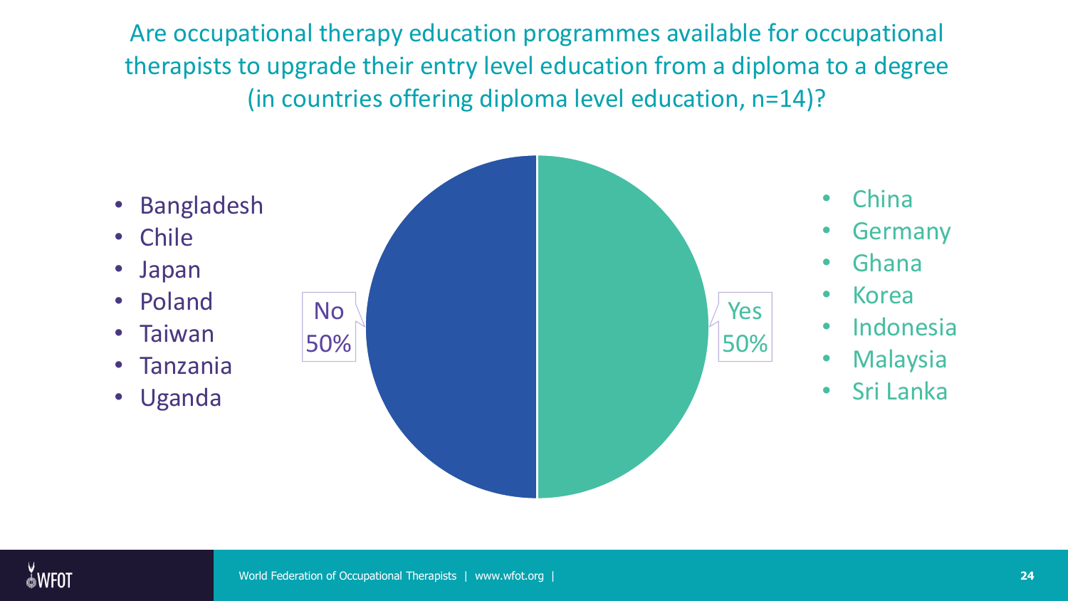# Are occupational therapy education programmes available for occupational therapists to upgrade their entry level education from a diploma to a degree (in countries offering diploma level education, n=14)?

**No 50%**

- Bangladesh
- Chile
- Japan
- Poland
- Taiwan
- Tanzania
- Uganda

**Yes 50%**

- China
- Germany
- Ghana
- Korea
- Indonesia
- Malaysia
- Sri Lanka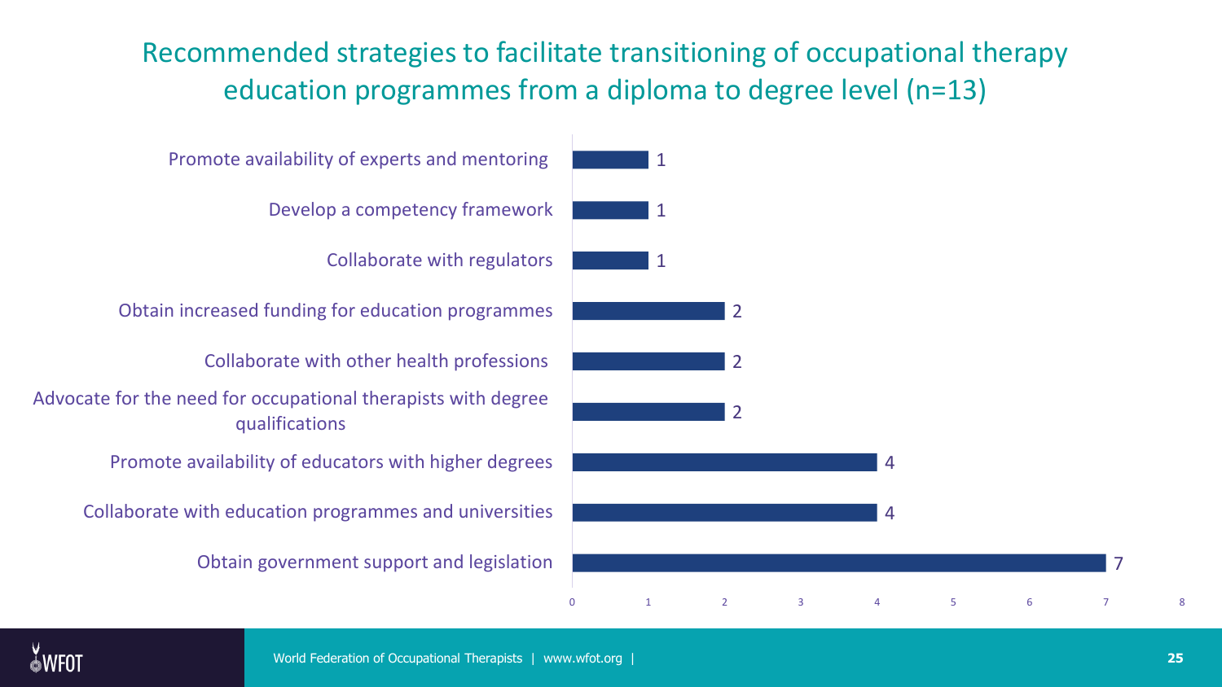## Recommended strategies to facilitate transitioning of occupational therapy education programmes from a diploma to degree level (n=13)

| Strategy | Count |
| --- | --- |
| Promote availability of experts and mentoring | 1 |
| Develop a competency framework | 1 |
| Collaborate with regulators | 1 |
| Obtain increased funding for education programmes | 2 |
| Collaborate with other health professions | 2 |
| Advocate for the need for occupational therapists with degree qualifications | 2 |
| Promote availability of educators with higher degrees | 4 |
| Collaborate with education programmes and universities | 4 |
| Obtain government support and legislation | 7 |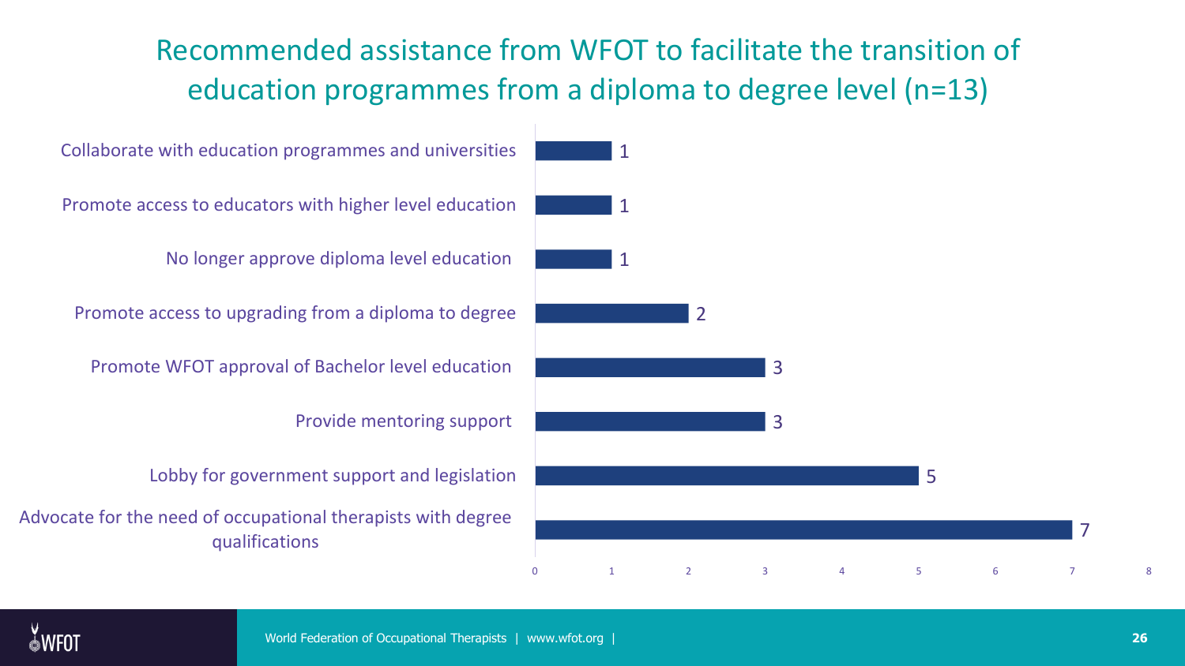## Recommended assistance from WFOT to facilitate the transition of education programmes from a diploma to degree level (n=13)

| Recommended assistance | Count |
|---|---|
| Collaborate with education programmes and universities | 1 |
| Promote access to educators with higher level education | 1 |
| No longer approve diploma level education | 1 |
| Promote access to upgrading from a diploma to degree | 2 |
| Promote WFOT approval of Bachelor level education | 3 |
| Provide mentoring support | 3 |
| Lobby for government support and legislation | 5 |
| Advocate for the need of occupational therapists with degree qualifications | 7 |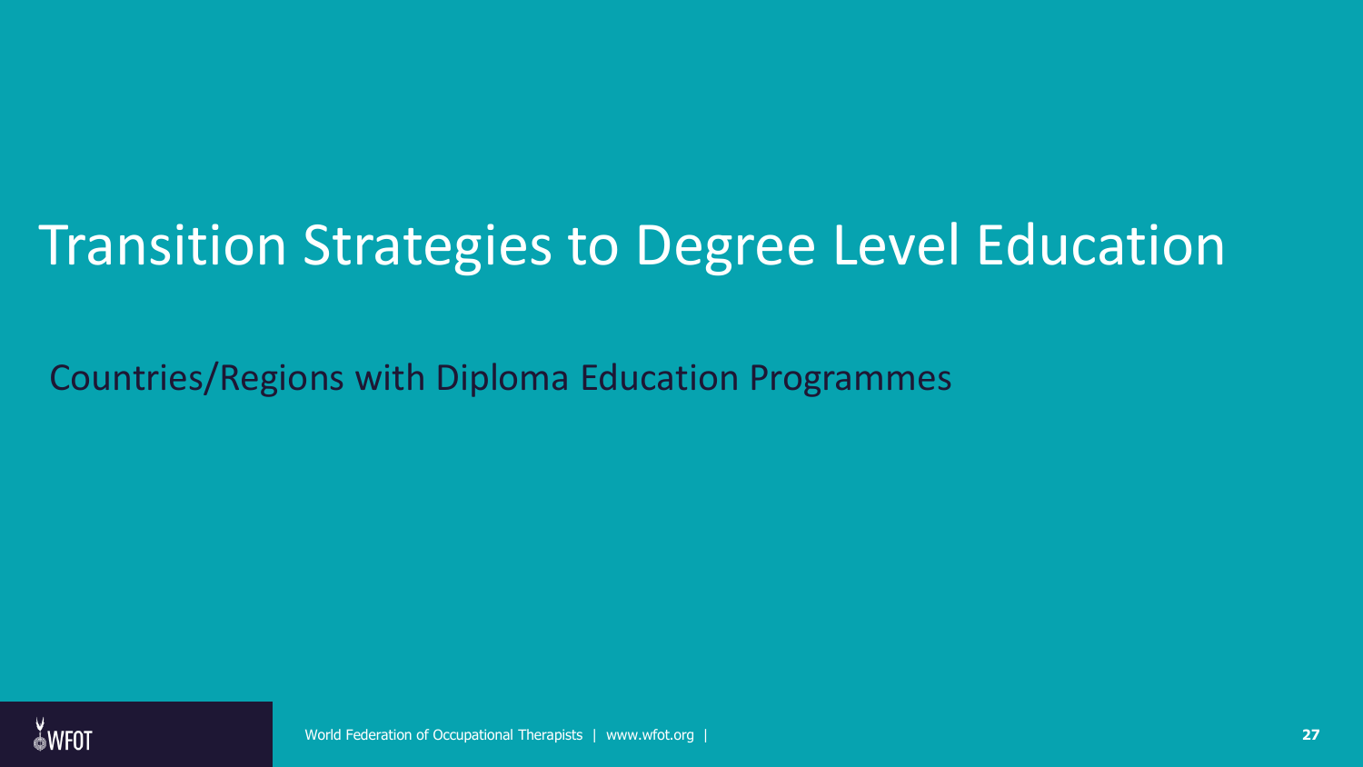# Transition Strategies to Degree Level Education

Countries/Regions with Diploma Education Programmes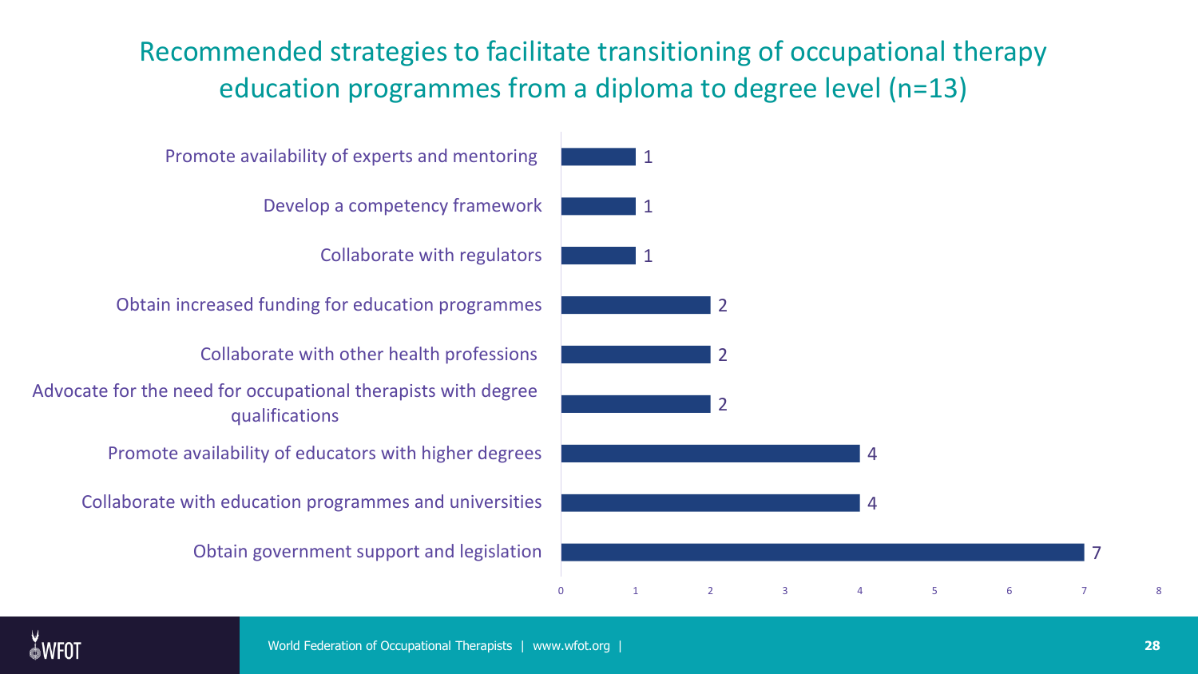# Recommended strategies to facilitate transitioning of occupational therapy education programmes from a diploma to degree level (n=13)

| Strategy | Count |
|---|---|
| Promote availability of experts and mentoring | 1 |
| Develop a competency framework | 1 |
| Collaborate with regulators | 1 |
| Obtain increased funding for education programmes | 2 |
| Collaborate with other health professions | 2 |
| Advocate for the need for occupational therapists with degree qualifications | 2 |
| Promote availability of educators with higher degrees | 4 |
| Collaborate with education programmes and universities | 4 |
| Obtain government support and legislation | 7 |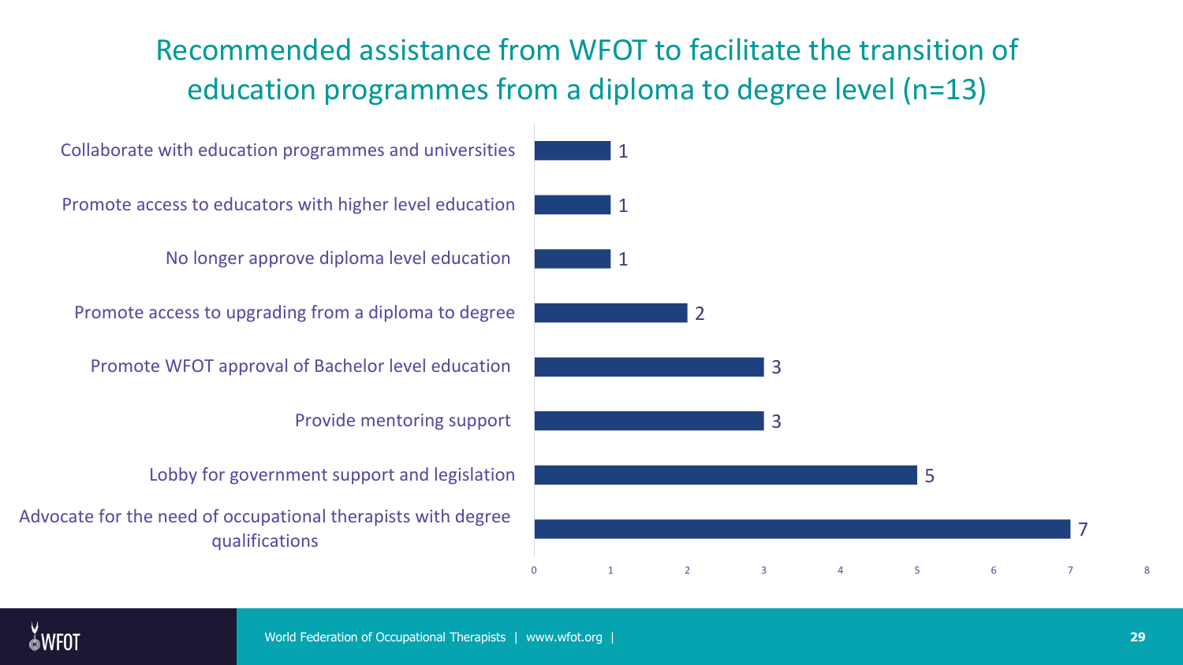# Recommended assistance from WFOT to facilitate the transition of education programmes from a diploma to degree level (n=13)

| Recommended assistance | Count |
| --- | --- |
| Collaborate with education programmes and universities | 1 |
| Promote access to educators with higher level education | 1 |
| No longer approve diploma level education | 1 |
| Promote access to upgrading from a diploma to degree | 2 |
| Promote WFOT approval of Bachelor level education | 3 |
| Provide mentoring support | 3 |
| Lobby for government support and legislation | 5 |
| Advocate for the need of occupational therapists with degree qualifications | 7 |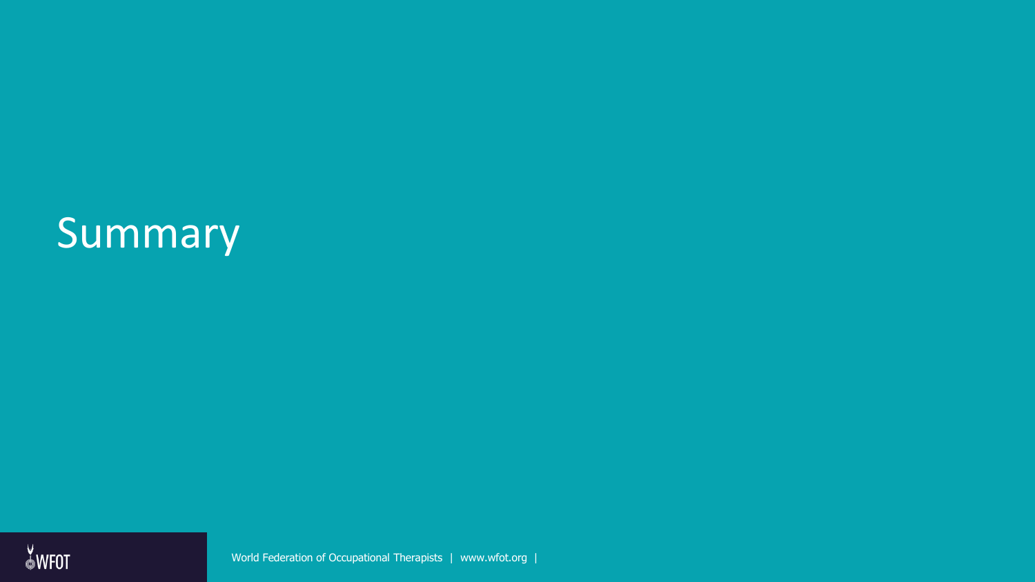# Summary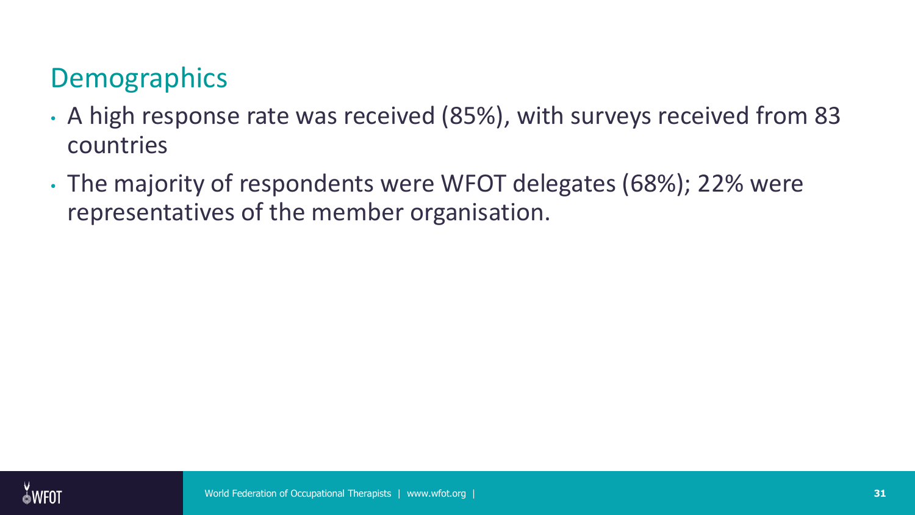## Demographics

- A high response rate was received (85%), with surveys received from 83 countries
- The majority of respondents were WFOT delegates (68%); 22% were representatives of the member organisation.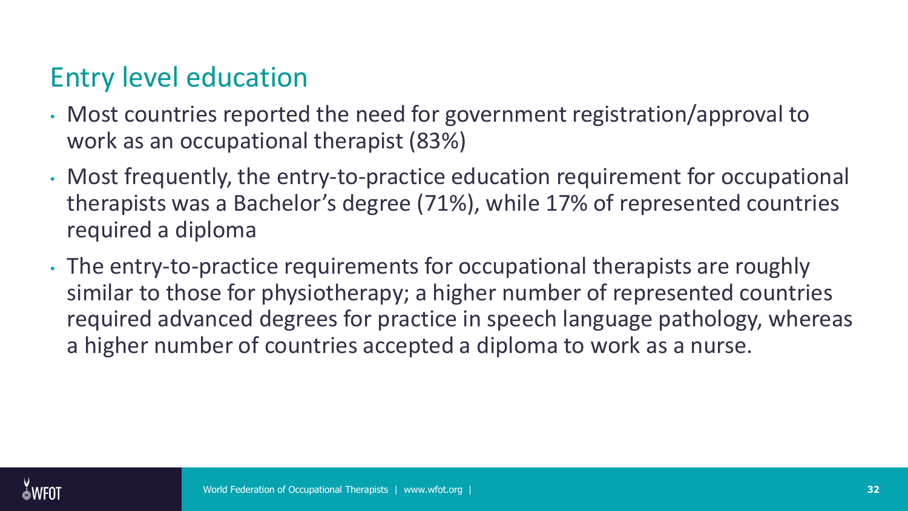## Entry level education

- Most countries reported the need for government registration/approval to work as an occupational therapist (83%)
- Most frequently, the entry-to-practice education requirement for occupational therapists was a Bachelor's degree (71%), while 17% of represented countries required a diploma
- The entry-to-practice requirements for occupational therapists are roughly similar to those for physiotherapy; a higher number of represented countries required advanced degrees for practice in speech language pathology, whereas a higher number of countries accepted a diploma to work as a nurse.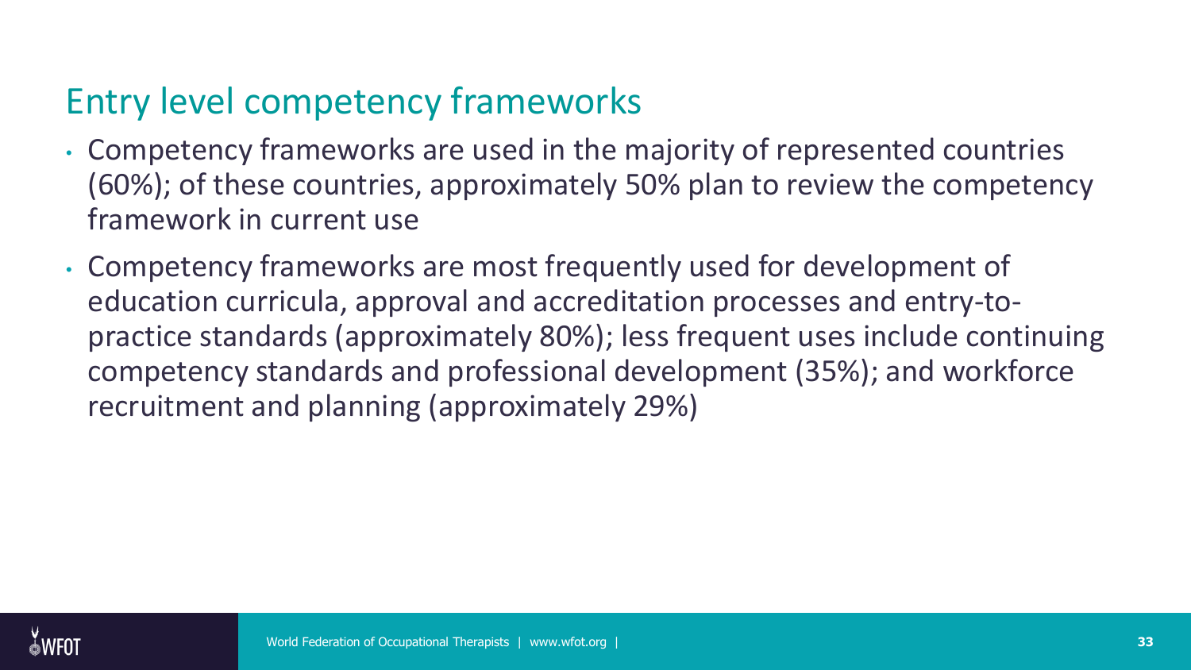## Entry level competency frameworks

- Competency frameworks are used in the majority of represented countries (60%); of these countries, approximately 50% plan to review the competency framework in current use
- Competency frameworks are most frequently used for development of education curricula, approval and accreditation processes and entry-to-practice standards (approximately 80%); less frequent uses include continuing competency standards and professional development (35%); and workforce recruitment and planning (approximately 29%)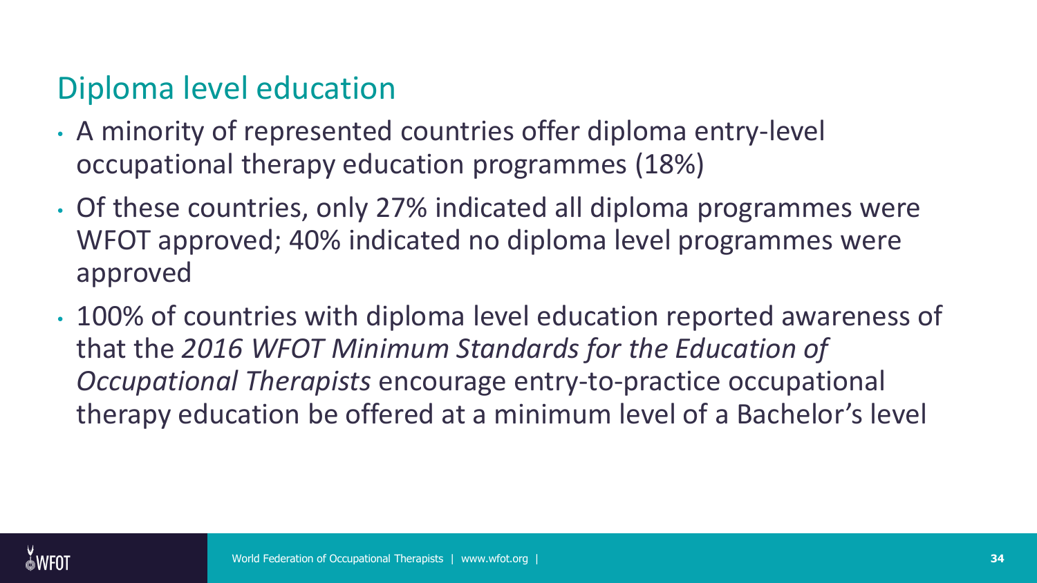## Diploma level education

- A minority of represented countries offer diploma entry-level occupational therapy education programmes (18%)
- Of these countries, only 27% indicated all diploma programmes were WFOT approved; 40% indicated no diploma level programmes were approved
- 100% of countries with diploma level education reported awareness of that the *2016 WFOT Minimum Standards for the Education of Occupational Therapists* encourage entry-to-practice occupational therapy education be offered at a minimum level of a Bachelor's level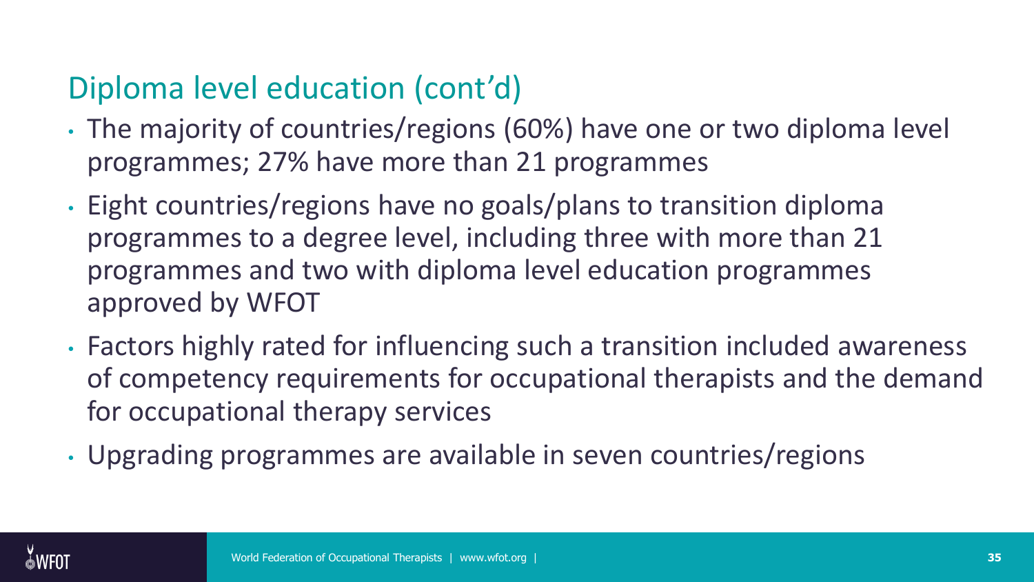## Diploma level education (cont'd)

- The majority of countries/regions (60%) have one or two diploma level programmes; 27% have more than 21 programmes
- Eight countries/regions have no goals/plans to transition diploma programmes to a degree level, including three with more than 21 programmes and two with diploma level education programmes approved by WFOT
- Factors highly rated for influencing such a transition included awareness of competency requirements for occupational therapists and the demand for occupational therapy services
- Upgrading programmes are available in seven countries/regions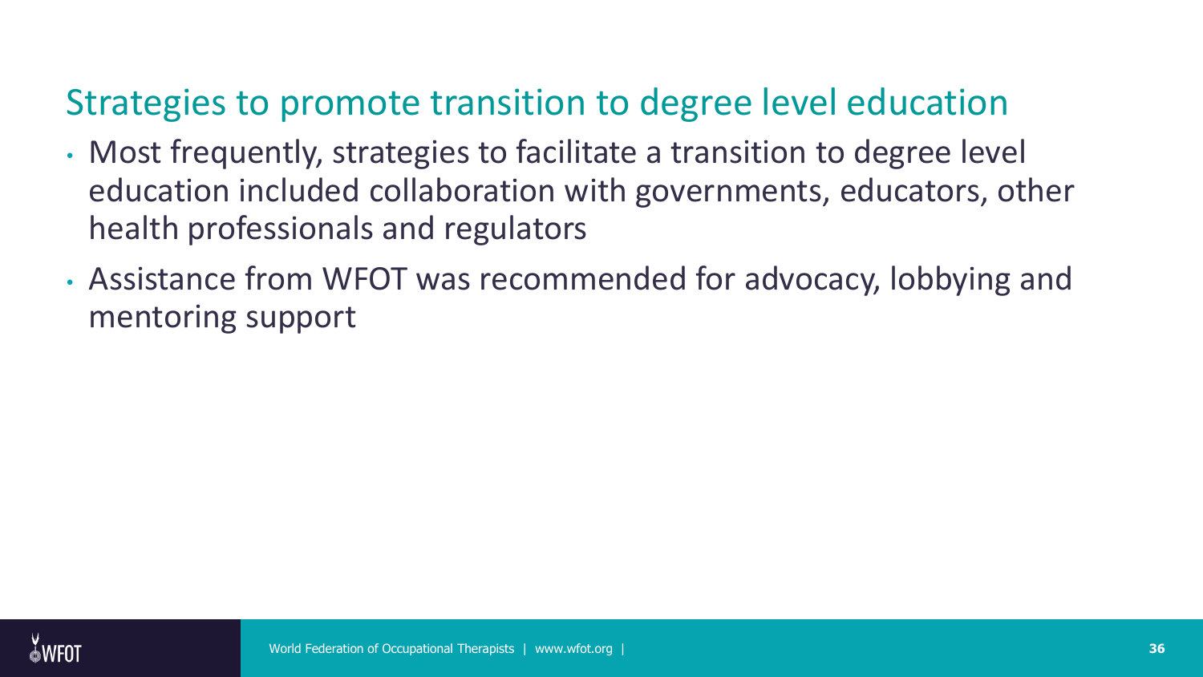## Strategies to promote transition to degree level education

- Most frequently, strategies to facilitate a transition to degree level education included collaboration with governments, educators, other health professionals and regulators
- Assistance from WFOT was recommended for advocacy, lobbying and mentoring support